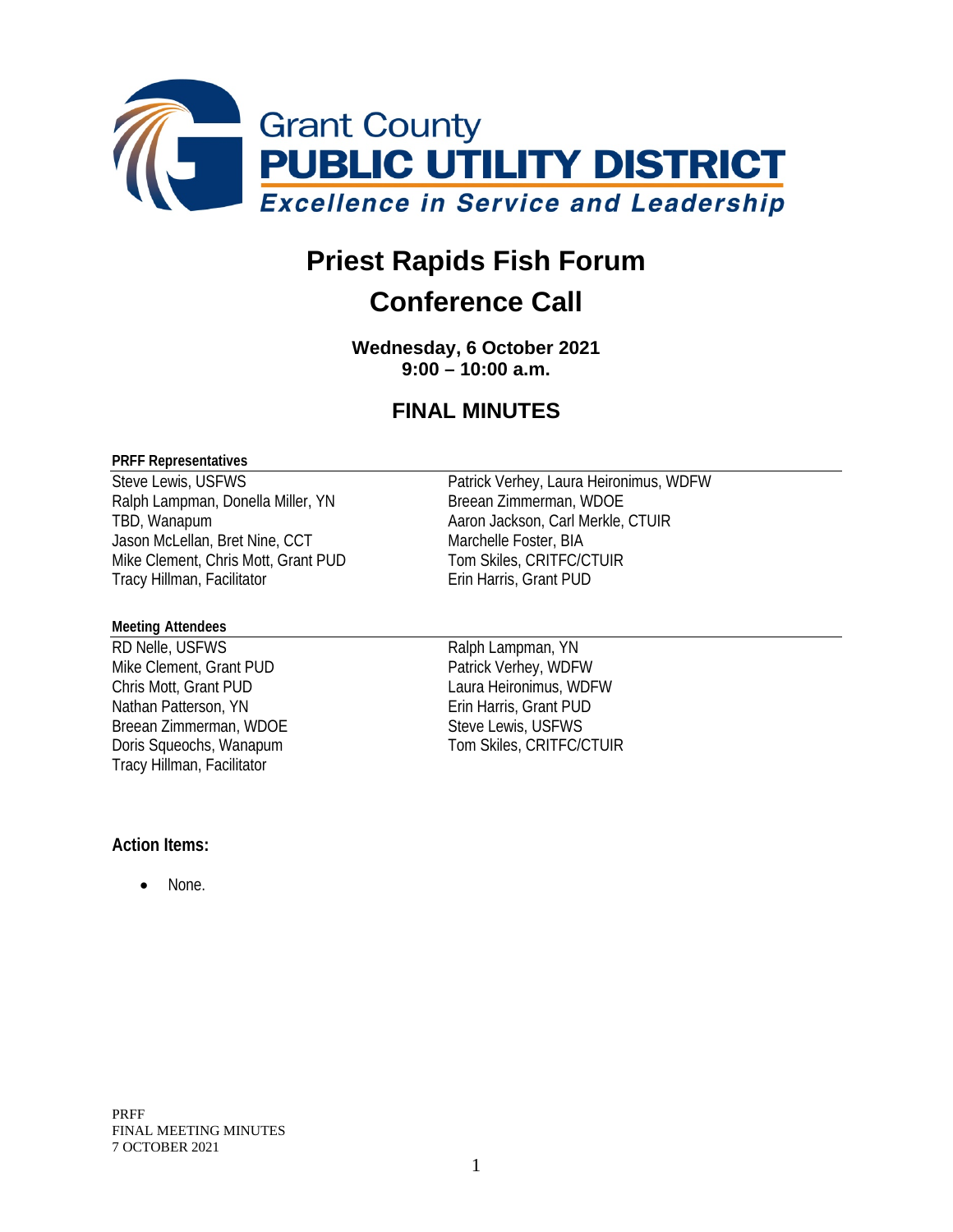# Priest Rapids Fish Forum

# Conference Call

**Wednesday, 6 October 2021**
**9:00 – 10:00 a.m.**

## FINAL MINUTES

**PRFF Representatives**

Steve Lewis, USFWS
Ralph Lampman, Donella Miller, YN
TBD, Wanapum
Jason McLellan, Bret Nine, CCT
Mike Clement, Chris Mott, Grant PUD
Tracy Hillman, Facilitator
Patrick Verhey, Laura Heironimus, WDFW
Breean Zimmerman, WDOE
Aaron Jackson, Carl Merkle, CTUIR
Marchelle Foster, BIA
Tom Skiles, CRITFC/CTUIR
Erin Harris, Grant PUD

**Meeting Attendees**

RD Nelle, USFWS
Mike Clement, Grant PUD
Chris Mott, Grant PUD
Nathan Patterson, YN
Breean Zimmerman, WDOE
Doris Squeochs, Wanapum
Tracy Hillman, Facilitator
Ralph Lampman, YN
Patrick Verhey, WDFW
Laura Heironimus, WDFW
Erin Harris, Grant PUD
Steve Lewis, USFWS
Tom Skiles, CRITFC/CTUIR

### Action Items:

- None.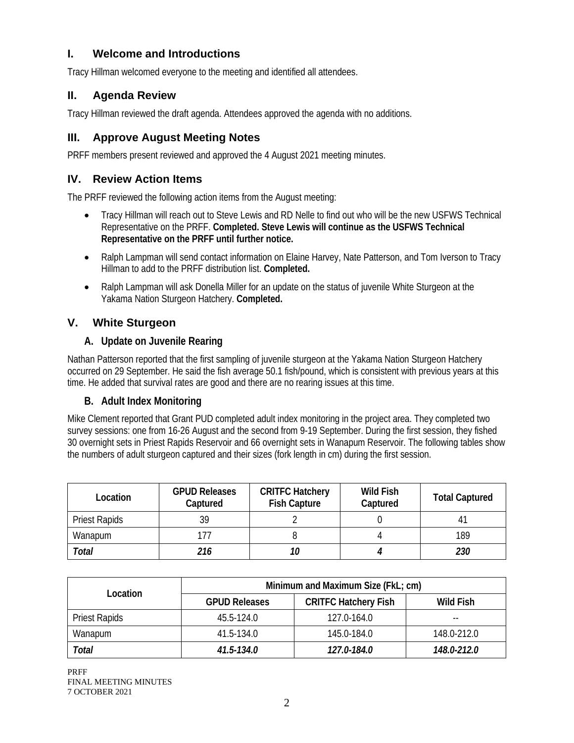## I. Welcome and Introductions

Tracy Hillman welcomed everyone to the meeting and identified all attendees.

## II. Agenda Review

Tracy Hillman reviewed the draft agenda. Attendees approved the agenda with no additions.

## III. Approve August Meeting Notes

PRFF members present reviewed and approved the 4 August 2021 meeting minutes.

## IV. Review Action Items

The PRFF reviewed the following action items from the August meeting:

- Tracy Hillman will reach out to Steve Lewis and RD Nelle to find out who will be the new USFWS Technical Representative on the PRFF. **Completed. Steve Lewis will continue as the USFWS Technical Representative on the PRFF until further notice.**
- Ralph Lampman will send contact information on Elaine Harvey, Nate Patterson, and Tom Iverson to Tracy Hillman to add to the PRFF distribution list. **Completed.**
- Ralph Lampman will ask Donella Miller for an update on the status of juvenile White Sturgeon at the Yakama Nation Sturgeon Hatchery. **Completed.**

## V. White Sturgeon

### A. Update on Juvenile Rearing

Nathan Patterson reported that the first sampling of juvenile sturgeon at the Yakama Nation Sturgeon Hatchery occurred on 29 September. He said the fish average 50.1 fish/pound, which is consistent with previous years at this time. He added that survival rates are good and there are no rearing issues at this time.

### B. Adult Index Monitoring

Mike Clement reported that Grant PUD completed adult index monitoring in the project area. They completed two survey sessions: one from 16-26 August and the second from 9-19 September. During the first session, they fished 30 overnight sets in Priest Rapids Reservoir and 66 overnight sets in Wanapum Reservoir. The following tables show the numbers of adult sturgeon captured and their sizes (fork length in cm) during the first session.

| Location | GPUD Releases Captured | CRITFC Hatchery Fish Capture | Wild Fish Captured | Total Captured |
|---|---|---|---|---|
| Priest Rapids | 39 | 2 | 0 | 41 |
| Wanapum | 177 | 8 | 4 | 189 |
| ***Total*** | ***216*** | ***10*** | ***4*** | ***230*** |

| Location | Minimum and Maximum Size (FkL; cm) | | |
|---|---|---|---|
| | GPUD Releases | CRITFC Hatchery Fish | Wild Fish |
| Priest Rapids | 45.5-124.0 | 127.0-164.0 | -- |
| Wanapum | 41.5-134.0 | 145.0-184.0 | 148.0-212.0 |
| ***Total*** | ***41.5-134.0*** | ***127.0-184.0*** | ***148.0-212.0*** |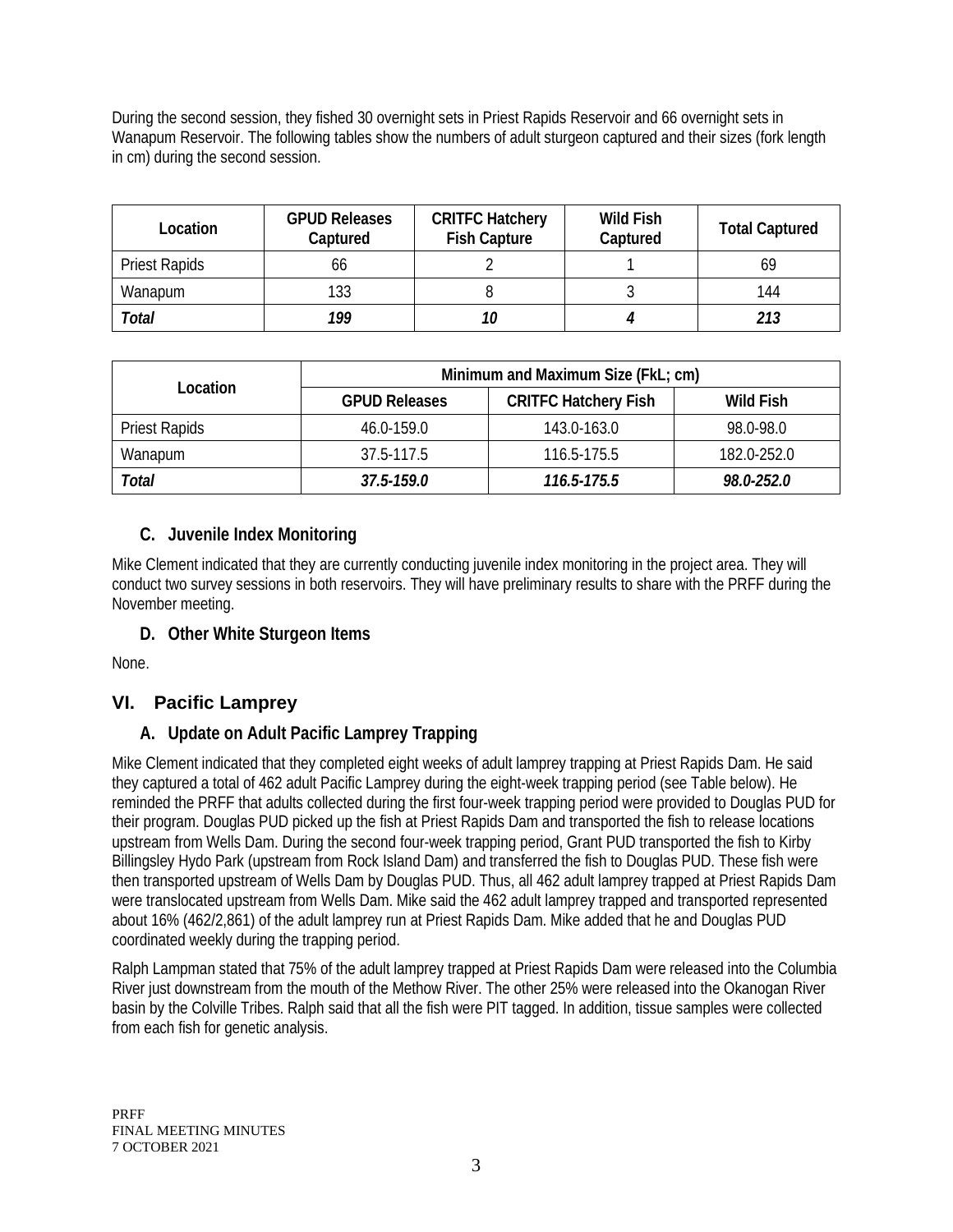During the second session, they fished 30 overnight sets in Priest Rapids Reservoir and 66 overnight sets in Wanapum Reservoir. The following tables show the numbers of adult sturgeon captured and their sizes (fork length in cm) during the second session.

| Location | GPUD Releases Captured | CRITFC Hatchery Fish Capture | Wild Fish Captured | Total Captured |
|---|---|---|---|---|
| Priest Rapids | 66 | 2 | 1 | 69 |
| Wanapum | 133 | 8 | 3 | 144 |
| ***Total*** | ***199*** | ***10*** | ***4*** | ***213*** |

| Location | Minimum and Maximum Size (FkL; cm) | | |
|---|---|---|---|
| | GPUD Releases | CRITFC Hatchery Fish | Wild Fish |
| Priest Rapids | 46.0-159.0 | 143.0-163.0 | 98.0-98.0 |
| Wanapum | 37.5-117.5 | 116.5-175.5 | 182.0-252.0 |
| ***Total*** | ***37.5-159.0*** | ***116.5-175.5*** | ***98.0-252.0*** |

### C. Juvenile Index Monitoring

Mike Clement indicated that they are currently conducting juvenile index monitoring in the project area. They will conduct two survey sessions in both reservoirs. They will have preliminary results to share with the PRFF during the November meeting.

### D. Other White Sturgeon Items

None.

## VI. Pacific Lamprey

### A. Update on Adult Pacific Lamprey Trapping

Mike Clement indicated that they completed eight weeks of adult lamprey trapping at Priest Rapids Dam. He said they captured a total of 462 adult Pacific Lamprey during the eight-week trapping period (see Table below). He reminded the PRFF that adults collected during the first four-week trapping period were provided to Douglas PUD for their program. Douglas PUD picked up the fish at Priest Rapids Dam and transported the fish to release locations upstream from Wells Dam. During the second four-week trapping period, Grant PUD transported the fish to Kirby Billingsley Hydo Park (upstream from Rock Island Dam) and transferred the fish to Douglas PUD. These fish were then transported upstream of Wells Dam by Douglas PUD. Thus, all 462 adult lamprey trapped at Priest Rapids Dam were translocated upstream from Wells Dam. Mike said the 462 adult lamprey trapped and transported represented about 16% (462/2,861) of the adult lamprey run at Priest Rapids Dam. Mike added that he and Douglas PUD coordinated weekly during the trapping period.

Ralph Lampman stated that 75% of the adult lamprey trapped at Priest Rapids Dam were released into the Columbia River just downstream from the mouth of the Methow River. The other 25% were released into the Okanogan River basin by the Colville Tribes. Ralph said that all the fish were PIT tagged. In addition, tissue samples were collected from each fish for genetic analysis.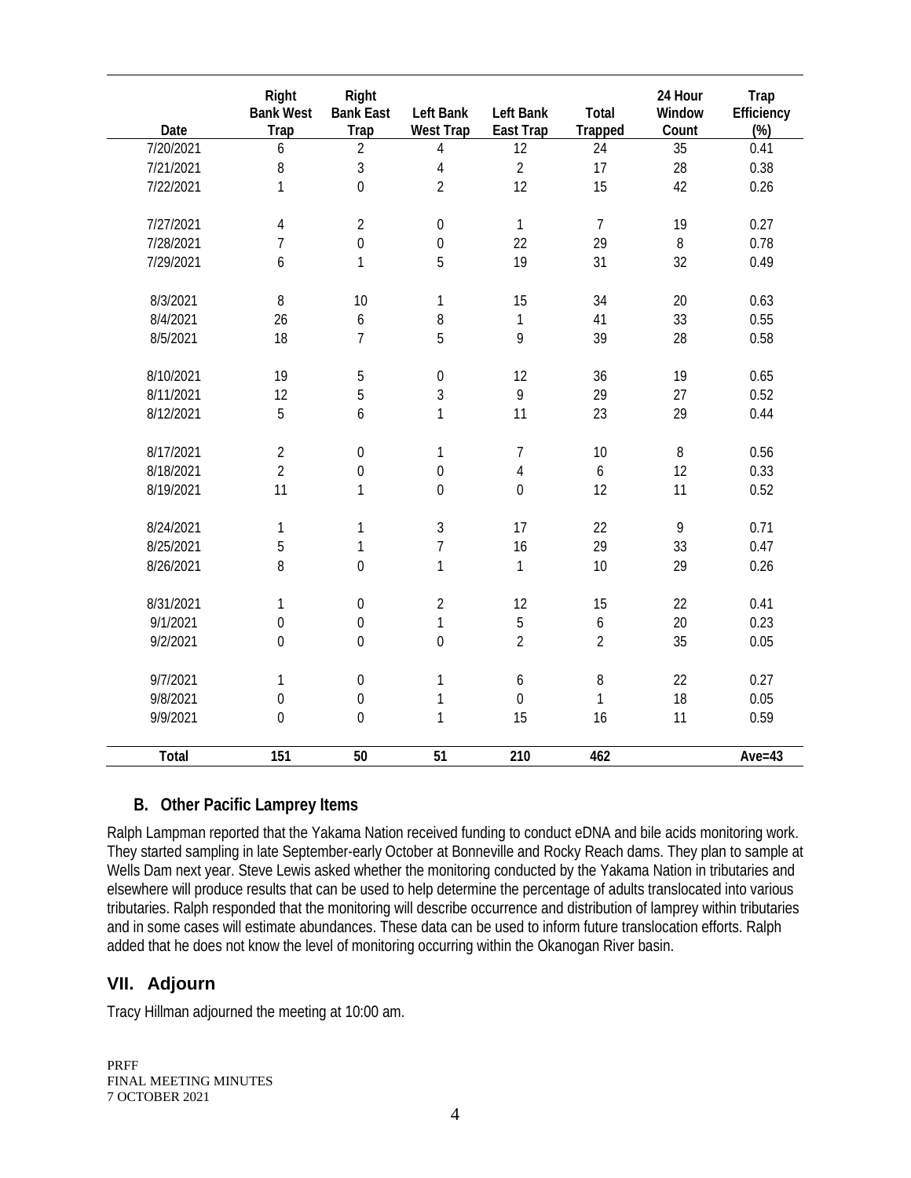| Date | Right Bank West Trap | Right Bank East Trap | Left Bank West Trap | Left Bank East Trap | Total Trapped | 24 Hour Window Count | Trap Efficiency (%) |
|---|---|---|---|---|---|---|---|
| 7/20/2021 | 6 | 2 | 4 | 12 | 24 | 35 | 0.41 |
| 7/21/2021 | 8 | 3 | 4 | 2 | 17 | 28 | 0.38 |
| 7/22/2021 | 1 | 0 | 2 | 12 | 15 | 42 | 0.26 |
| 7/27/2021 | 4 | 2 | 0 | 1 | 7 | 19 | 0.27 |
| 7/28/2021 | 7 | 0 | 0 | 22 | 29 | 8 | 0.78 |
| 7/29/2021 | 6 | 1 | 5 | 19 | 31 | 32 | 0.49 |
| 8/3/2021 | 8 | 10 | 1 | 15 | 34 | 20 | 0.63 |
| 8/4/2021 | 26 | 6 | 8 | 1 | 41 | 33 | 0.55 |
| 8/5/2021 | 18 | 7 | 5 | 9 | 39 | 28 | 0.58 |
| 8/10/2021 | 19 | 5 | 0 | 12 | 36 | 19 | 0.65 |
| 8/11/2021 | 12 | 5 | 3 | 9 | 29 | 27 | 0.52 |
| 8/12/2021 | 5 | 6 | 1 | 11 | 23 | 29 | 0.44 |
| 8/17/2021 | 2 | 0 | 1 | 7 | 10 | 8 | 0.56 |
| 8/18/2021 | 2 | 0 | 0 | 4 | 6 | 12 | 0.33 |
| 8/19/2021 | 11 | 1 | 0 | 0 | 12 | 11 | 0.52 |
| 8/24/2021 | 1 | 1 | 3 | 17 | 22 | 9 | 0.71 |
| 8/25/2021 | 5 | 1 | 7 | 16 | 29 | 33 | 0.47 |
| 8/26/2021 | 8 | 0 | 1 | 1 | 10 | 29 | 0.26 |
| 8/31/2021 | 1 | 0 | 2 | 12 | 15 | 22 | 0.41 |
| 9/1/2021 | 0 | 0 | 1 | 5 | 6 | 20 | 0.23 |
| 9/2/2021 | 0 | 0 | 0 | 2 | 2 | 35 | 0.05 |
| 9/7/2021 | 1 | 0 | 1 | 6 | 8 | 22 | 0.27 |
| 9/8/2021 | 0 | 0 | 1 | 0 | 1 | 18 | 0.05 |
| 9/9/2021 | 0 | 0 | 1 | 15 | 16 | 11 | 0.59 |
| **Total** | **151** | **50** | **51** | **210** | **462** | | **Ave=43** |

### B. Other Pacific Lamprey Items

Ralph Lampman reported that the Yakama Nation received funding to conduct eDNA and bile acids monitoring work. They started sampling in late September-early October at Bonneville and Rocky Reach dams. They plan to sample at Wells Dam next year. Steve Lewis asked whether the monitoring conducted by the Yakama Nation in tributaries and elsewhere will produce results that can be used to help determine the percentage of adults translocated into various tributaries. Ralph responded that the monitoring will describe occurrence and distribution of lamprey within tributaries and in some cases will estimate abundances. These data can be used to inform future translocation efforts. Ralph added that he does not know the level of monitoring occurring within the Okanogan River basin.

## VII. Adjourn

Tracy Hillman adjourned the meeting at 10:00 am.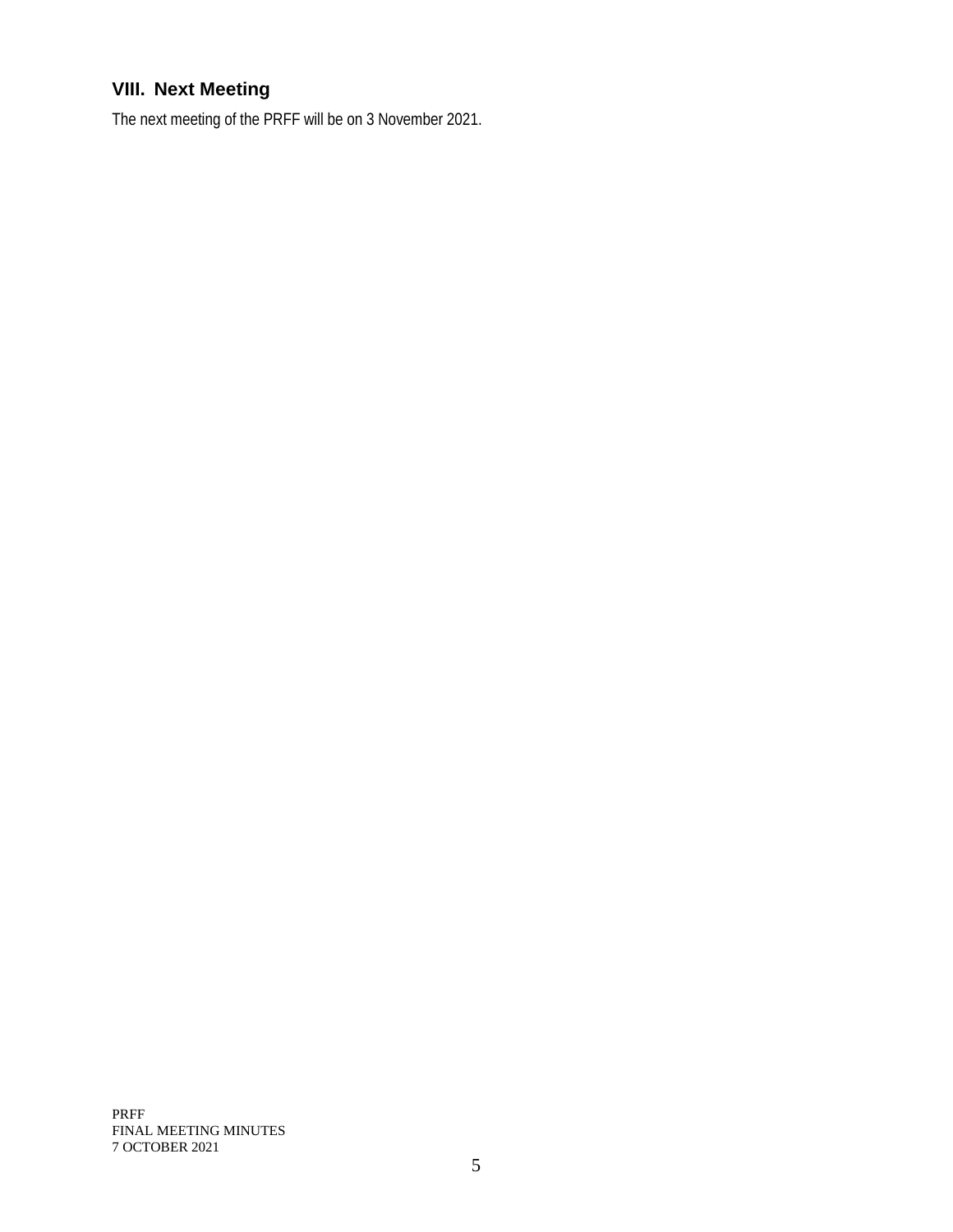## VIII. Next Meeting

The next meeting of the PRFF will be on 3 November 2021.